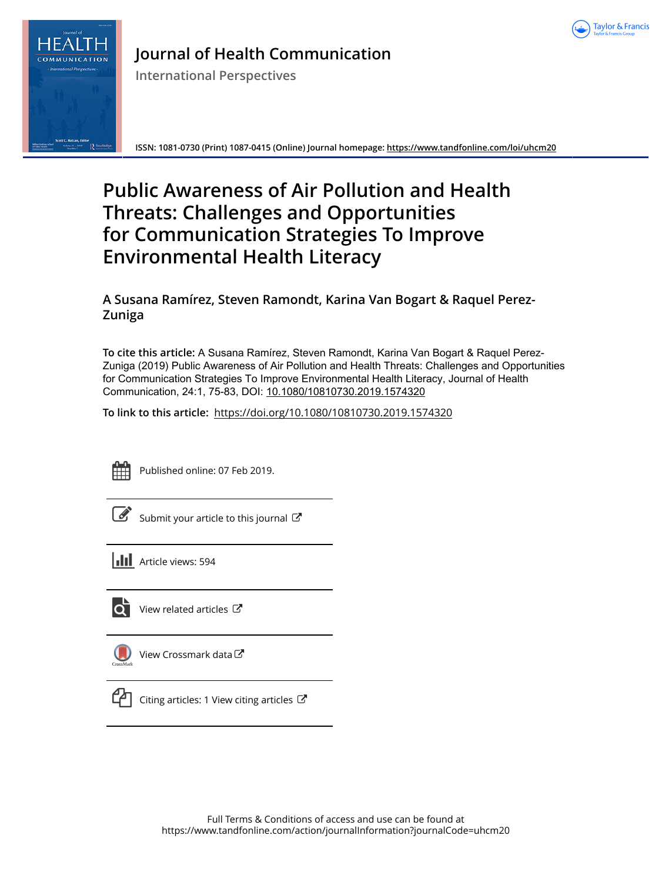# Journal of Health Communication

International Perspectives

ISSN: 1081-0730 (Print) 1087-0415 (Online) Journal homepage: https://www.tandfonline.com/loi/uhcm20

# Public Awareness of Air Pollution and Health Threats: Challenges and Opportunities for Communication Strategies To Improve Environmental Health Literacy

**A Susana Ramírez, Steven Ramondt, Karina Van Bogart & Raquel Perez-Zuniga**

**To cite this article:** A Susana Ramírez, Steven Ramondt, Karina Van Bogart & Raquel Perez-Zuniga (2019) Public Awareness of Air Pollution and Health Threats: Challenges and Opportunities for Communication Strategies To Improve Environmental Health Literacy, Journal of Health Communication, 24:1, 75-83, DOI: 10.1080/10810730.2019.1574320

**To link to this article:** https://doi.org/10.1080/10810730.2019.1574320

Published online: 07 Feb 2019.

Submit your article to this journal

Article views: 594

View related articles

View Crossmark data

Citing articles: 1 View citing articles

Full Terms & Conditions of access and use can be found at
https://www.tandfonline.com/action/journalInformation?journalCode=uhcm20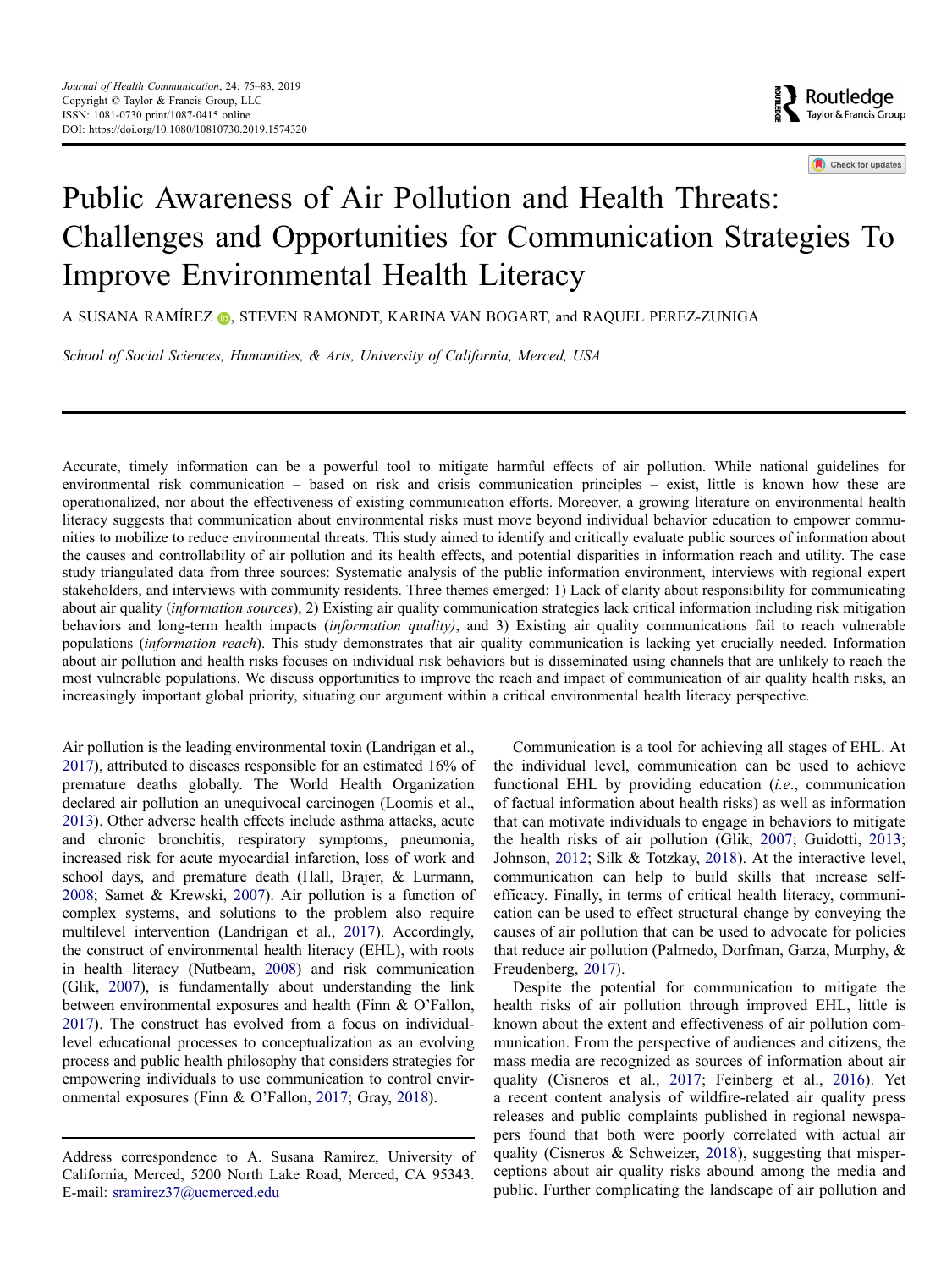# Public Awareness of Air Pollution and Health Threats: Challenges and Opportunities for Communication Strategies To Improve Environmental Health Literacy

A SUSANA RAMÍREZ, STEVEN RAMONDT, KARINA VAN BOGART, and RAQUEL PEREZ-ZUNIGA

*School of Social Sciences, Humanities, & Arts, University of California, Merced, USA*

Accurate, timely information can be a powerful tool to mitigate harmful effects of air pollution. While national guidelines for environmental risk communication – based on risk and crisis communication principles – exist, little is known how these are operationalized, nor about the effectiveness of existing communication efforts. Moreover, a growing literature on environmental health literacy suggests that communication about environmental risks must move beyond individual behavior education to empower communities to mobilize to reduce environmental threats. This study aimed to identify and critically evaluate public sources of information about the causes and controllability of air pollution and its health effects, and potential disparities in information reach and utility. The case study triangulated data from three sources: Systematic analysis of the public information environment, interviews with regional expert stakeholders, and interviews with community residents. Three themes emerged: 1) Lack of clarity about responsibility for communicating about air quality (*information sources*), 2) Existing air quality communication strategies lack critical information including risk mitigation behaviors and long-term health impacts (*information quality)*, and 3) Existing air quality communications fail to reach vulnerable populations (*information reach*). This study demonstrates that air quality communication is lacking yet crucially needed. Information about air pollution and health risks focuses on individual risk behaviors but is disseminated using channels that are unlikely to reach the most vulnerable populations. We discuss opportunities to improve the reach and impact of communication of air quality health risks, an increasingly important global priority, situating our argument within a critical environmental health literacy perspective.

Air pollution is the leading environmental toxin (Landrigan et al., 2017), attributed to diseases responsible for an estimated 16% of premature deaths globally. The World Health Organization declared air pollution an unequivocal carcinogen (Loomis et al., 2013). Other adverse health effects include asthma attacks, acute and chronic bronchitis, respiratory symptoms, pneumonia, increased risk for acute myocardial infarction, loss of work and school days, and premature death (Hall, Brajer, & Lurmann, 2008; Samet & Krewski, 2007). Air pollution is a function of complex systems, and solutions to the problem also require multilevel intervention (Landrigan et al., 2017). Accordingly, the construct of environmental health literacy (EHL), with roots in health literacy (Nutbeam, 2008) and risk communication (Glik, 2007), is fundamentally about understanding the link between environmental exposures and health (Finn & O'Fallon, 2017). The construct has evolved from a focus on individual-level educational processes to conceptualization as an evolving process and public health philosophy that considers strategies for empowering individuals to use communication to control environmental exposures (Finn & O'Fallon, 2017; Gray, 2018).

Address correspondence to A. Susana Ramirez, University of California, Merced, 5200 North Lake Road, Merced, CA 95343. E-mail: sramirez37@ucmerced.edu

Communication is a tool for achieving all stages of EHL. At the individual level, communication can be used to achieve functional EHL by providing education (*i.e*., communication of factual information about health risks) as well as information that can motivate individuals to engage in behaviors to mitigate the health risks of air pollution (Glik, 2007; Guidotti, 2013; Johnson, 2012; Silk & Totzkay, 2018). At the interactive level, communication can help to build skills that increase self-efficacy. Finally, in terms of critical health literacy, communication can be used to effect structural change by conveying the causes of air pollution that can be used to advocate for policies that reduce air pollution (Palmedo, Dorfman, Garza, Murphy, & Freudenberg, 2017).

Despite the potential for communication to mitigate the health risks of air pollution through improved EHL, little is known about the extent and effectiveness of air pollution communication. From the perspective of audiences and citizens, the mass media are recognized as sources of information about air quality (Cisneros et al., 2017; Feinberg et al., 2016). Yet a recent content analysis of wildfire-related air quality press releases and public complaints published in regional newspapers found that both were poorly correlated with actual air quality (Cisneros & Schweizer, 2018), suggesting that misperceptions about air quality risks abound among the media and public. Further complicating the landscape of air pollution and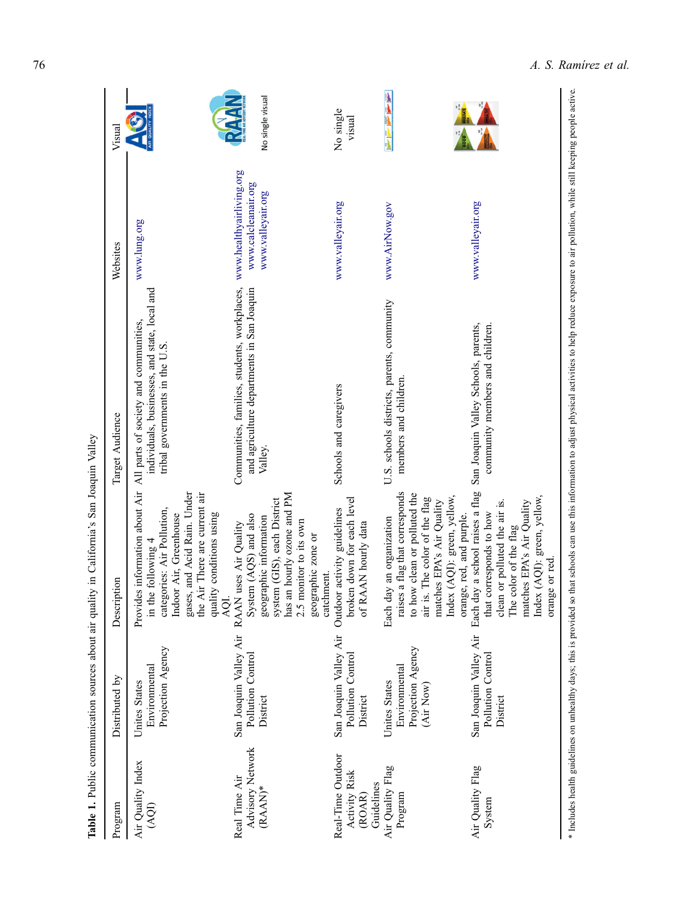**Table 1.** Public communication sources about air quality in California's San Joaquin Valley

| Program | Distributed by | Description | Target Audience | Websites | Visual |
|---|---|---|---|---|---|
| Air Quality Index (AQI) | Unites States Environmental Projection Agency | Provides information about Air in the following 4 categories: Air Pollution, Indoor Air, Greenhouse gases, and Acid Rain. Under the Air There are current air quality conditions using AQI. | All parts of society and communities, individuals, businesses, and state, local and tribal governments in the U.S. | www.lung.org | |
| Real Time Air Advisory Network (RAAN)* | San Joaquin Valley Air Pollution Control District | RAAN uses Air Quality System (AQS) and also geographic information system (GIS), each District has an hourly ozone and PM 2.5 monitor to its own geographic zone or catchment. | Communities, families, students, workplaces, and agriculture departments in San Joaquin Valley. | www.healthyairliving.org www.calcleanair.org www.valleyair.org | No single visual |
| Real-Time Outdoor Activity Risk (ROAR) Guidelines | San Joaquin Valley Air Pollution Control District | Outdoor activity guidelines broken down for each level of RAAN hourly data | Schools and caregivers | www.valleyair.org | No single visual |
| Air Quality Flag Program | Unites States Environmental Projection Agency (Air Now) | Each day an organization raises a flag that corresponds to how clean or polluted the air is. The color of the flag matches EPA's Air Quality Index (AQI): green, yellow, orange, red, and purple. | U.S. schools districts, parents, community members and children. | www.AirNow.gov | |
| Air Quality Flag System | San Joaquin Valley Air Pollution Control District | Each day a school raises a flag that corresponds to how clean or polluted the air is. The color of the flag matches EPA's Air Quality Index (AQI): green, yellow, orange or red. | San Joaquin Valley Schools, parents, community members and children. | www.valleyair.org | |

* Includes health guidelines on unhealthy days; this is provided so that schools can use this information to adjust physical activities to help reduce exposure to air pollution, while still keeping people active.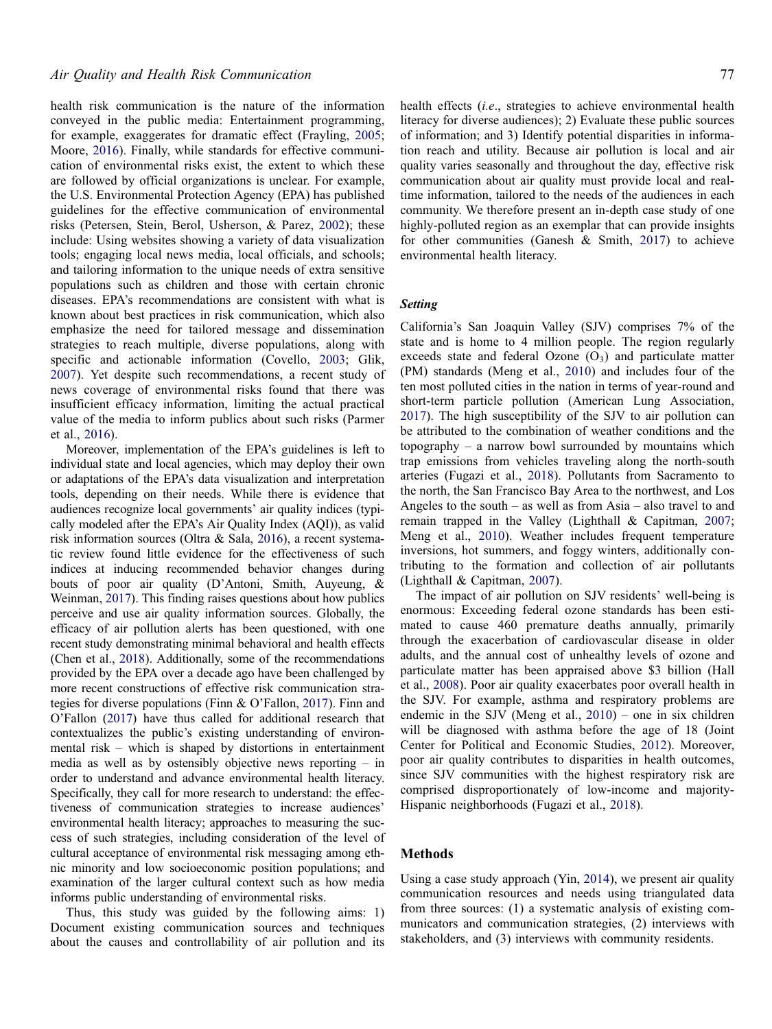health risk communication is the nature of the information conveyed in the public media: Entertainment programming, for example, exaggerates for dramatic effect (Frayling, 2005; Moore, 2016). Finally, while standards for effective communication of environmental risks exist, the extent to which these are followed by official organizations is unclear. For example, the U.S. Environmental Protection Agency (EPA) has published guidelines for the effective communication of environmental risks (Petersen, Stein, Berol, Usherson, & Parez, 2002); these include: Using websites showing a variety of data visualization tools; engaging local news media, local officials, and schools; and tailoring information to the unique needs of extra sensitive populations such as children and those with certain chronic diseases. EPA's recommendations are consistent with what is known about best practices in risk communication, which also emphasize the need for tailored message and dissemination strategies to reach multiple, diverse populations, along with specific and actionable information (Covello, 2003; Glik, 2007). Yet despite such recommendations, a recent study of news coverage of environmental risks found that there was insufficient efficacy information, limiting the actual practical value of the media to inform publics about such risks (Parmer et al., 2016).

Moreover, implementation of the EPA's guidelines is left to individual state and local agencies, which may deploy their own or adaptations of the EPA's data visualization and interpretation tools, depending on their needs. While there is evidence that audiences recognize local governments' air quality indices (typically modeled after the EPA's Air Quality Index (AQI)), as valid risk information sources (Oltra & Sala, 2016), a recent systematic review found little evidence for the effectiveness of such indices at inducing recommended behavior changes during bouts of poor air quality (D'Antoni, Smith, Auyeung, & Weinman, 2017). This finding raises questions about how publics perceive and use air quality information sources. Globally, the efficacy of air pollution alerts has been questioned, with one recent study demonstrating minimal behavioral and health effects (Chen et al., 2018). Additionally, some of the recommendations provided by the EPA over a decade ago have been challenged by more recent constructions of effective risk communication strategies for diverse populations (Finn & O'Fallon, 2017). Finn and O'Fallon (2017) have thus called for additional research that contextualizes the public's existing understanding of environmental risk – which is shaped by distortions in entertainment media as well as by ostensibly objective news reporting – in order to understand and advance environmental health literacy. Specifically, they call for more research to understand: the effectiveness of communication strategies to increase audiences' environmental health literacy; approaches to measuring the success of such strategies, including consideration of the level of cultural acceptance of environmental risk messaging among ethnic minority and low socioeconomic position populations; and examination of the larger cultural context such as how media informs public understanding of environmental risks.

Thus, this study was guided by the following aims: 1) Document existing communication sources and techniques about the causes and controllability of air pollution and its health effects (*i.e*., strategies to achieve environmental health literacy for diverse audiences); 2) Evaluate these public sources of information; and 3) Identify potential disparities in information reach and utility. Because air pollution is local and air quality varies seasonally and throughout the day, effective risk communication about air quality must provide local and real-time information, tailored to the needs of the audiences in each community. We therefore present an in-depth case study of one highly-polluted region as an exemplar that can provide insights for other communities (Ganesh & Smith, 2017) to achieve environmental health literacy.

### *Setting*

California's San Joaquin Valley (SJV) comprises 7% of the state and is home to 4 million people. The region regularly exceeds state and federal Ozone ($O_3$) and particulate matter (PM) standards (Meng et al., 2010) and includes four of the ten most polluted cities in the nation in terms of year-round and short-term particle pollution (American Lung Association, 2017). The high susceptibility of the SJV to air pollution can be attributed to the combination of weather conditions and the topography – a narrow bowl surrounded by mountains which trap emissions from vehicles traveling along the north-south arteries (Fugazi et al., 2018). Pollutants from Sacramento to the north, the San Francisco Bay Area to the northwest, and Los Angeles to the south – as well as from Asia – also travel to and remain trapped in the Valley (Lighthall & Capitman, 2007; Meng et al., 2010). Weather includes frequent temperature inversions, hot summers, and foggy winters, additionally contributing to the formation and collection of air pollutants (Lighthall & Capitman, 2007).

The impact of air pollution on SJV residents' well-being is enormous: Exceeding federal ozone standards has been estimated to cause 460 premature deaths annually, primarily through the exacerbation of cardiovascular disease in older adults, and the annual cost of unhealthy levels of ozone and particulate matter has been appraised above $3 billion (Hall et al., 2008). Poor air quality exacerbates poor overall health in the SJV. For example, asthma and respiratory problems are endemic in the SJV (Meng et al., 2010) – one in six children will be diagnosed with asthma before the age of 18 (Joint Center for Political and Economic Studies, 2012). Moreover, poor air quality contributes to disparities in health outcomes, since SJV communities with the highest respiratory risk are comprised disproportionately of low-income and majority-Hispanic neighborhoods (Fugazi et al., 2018).

## Methods

Using a case study approach (Yin, 2014), we present air quality communication resources and needs using triangulated data from three sources: (1) a systematic analysis of existing communicators and communication strategies, (2) interviews with stakeholders, and (3) interviews with community residents.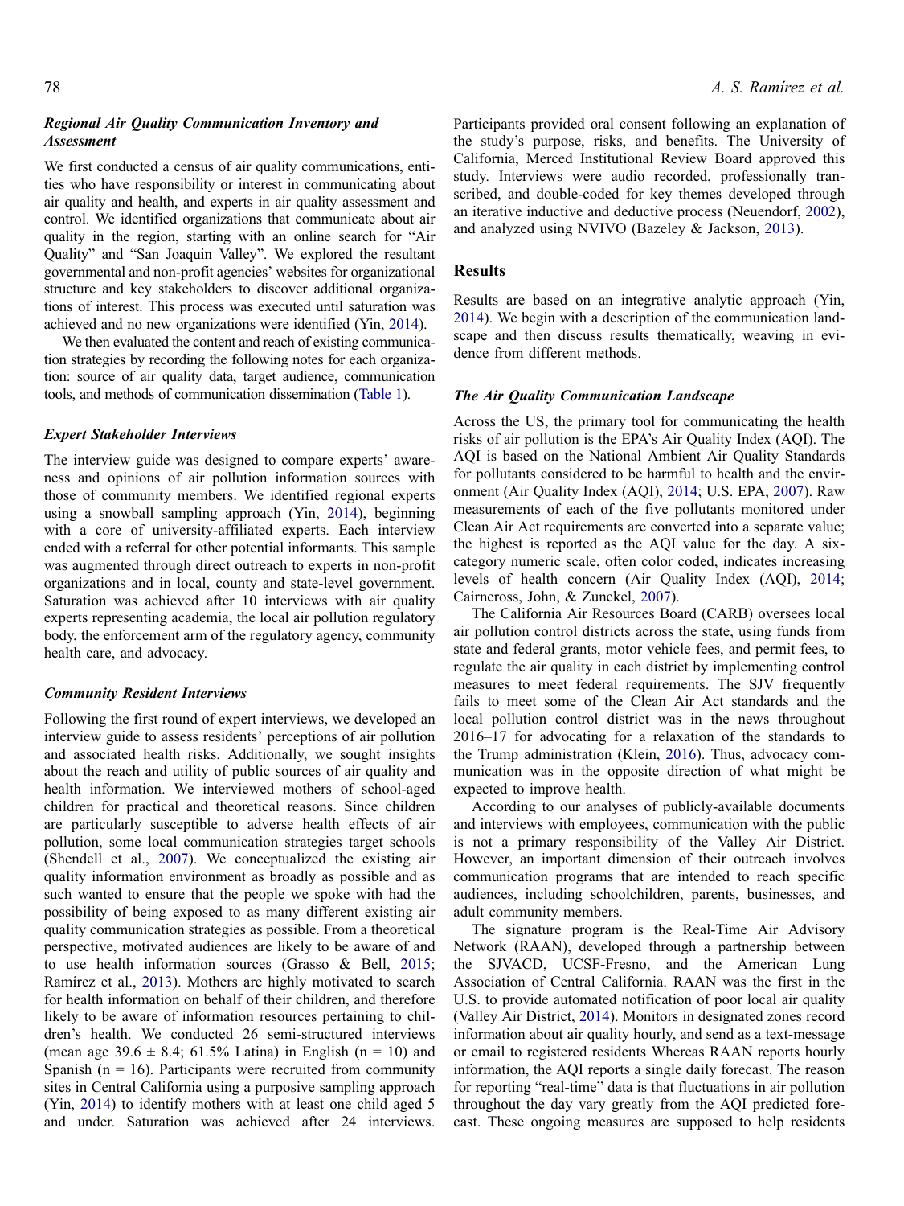### Regional Air Quality Communication Inventory and Assessment

We first conducted a census of air quality communications, entities who have responsibility or interest in communicating about air quality and health, and experts in air quality assessment and control. We identified organizations that communicate about air quality in the region, starting with an online search for "Air Quality" and "San Joaquin Valley". We explored the resultant governmental and non-profit agencies' websites for organizational structure and key stakeholders to discover additional organizations of interest. This process was executed until saturation was achieved and no new organizations were identified (Yin, 2014).

We then evaluated the content and reach of existing communication strategies by recording the following notes for each organization: source of air quality data, target audience, communication tools, and methods of communication dissemination (Table 1).

### Expert Stakeholder Interviews

The interview guide was designed to compare experts' awareness and opinions of air pollution information sources with those of community members. We identified regional experts using a snowball sampling approach (Yin, 2014), beginning with a core of university-affiliated experts. Each interview ended with a referral for other potential informants. This sample was augmented through direct outreach to experts in non-profit organizations and in local, county and state-level government. Saturation was achieved after 10 interviews with air quality experts representing academia, the local air pollution regulatory body, the enforcement arm of the regulatory agency, community health care, and advocacy.

### Community Resident Interviews

Following the first round of expert interviews, we developed an interview guide to assess residents' perceptions of air pollution and associated health risks. Additionally, we sought insights about the reach and utility of public sources of air quality and health information. We interviewed mothers of school-aged children for practical and theoretical reasons. Since children are particularly susceptible to adverse health effects of air pollution, some local communication strategies target schools (Shendell et al., 2007). We conceptualized the existing air quality information environment as broadly as possible and as such wanted to ensure that the people we spoke with had the possibility of being exposed to as many different existing air quality communication strategies as possible. From a theoretical perspective, motivated audiences are likely to be aware of and to use health information sources (Grasso & Bell, 2015; Ramírez et al., 2013). Mothers are highly motivated to search for health information on behalf of their children, and therefore likely to be aware of information resources pertaining to children's health. We conducted 26 semi-structured interviews (mean age $39.6 \pm 8.4$; 61.5% Latina) in English ($n = 10$) and Spanish ($n = 16$). Participants were recruited from community sites in Central California using a purposive sampling approach (Yin, 2014) to identify mothers with at least one child aged 5 and under. Saturation was achieved after 24 interviews. Participants provided oral consent following an explanation of the study's purpose, risks, and benefits. The University of California, Merced Institutional Review Board approved this study. Interviews were audio recorded, professionally transcribed, and double-coded for key themes developed through an iterative inductive and deductive process (Neuendorf, 2002), and analyzed using NVIVO (Bazeley & Jackson, 2013).

## Results

Results are based on an integrative analytic approach (Yin, 2014). We begin with a description of the communication landscape and then discuss results thematically, weaving in evidence from different methods.

### The Air Quality Communication Landscape

Across the US, the primary tool for communicating the health risks of air pollution is the EPA's Air Quality Index (AQI). The AQI is based on the National Ambient Air Quality Standards for pollutants considered to be harmful to health and the environment (Air Quality Index (AQI), 2014; U.S. EPA, 2007). Raw measurements of each of the five pollutants monitored under Clean Air Act requirements are converted into a separate value; the highest is reported as the AQI value for the day. A six-category numeric scale, often color coded, indicates increasing levels of health concern (Air Quality Index (AQI), 2014; Cairncross, John, & Zunckel, 2007).

The California Air Resources Board (CARB) oversees local air pollution control districts across the state, using funds from state and federal grants, motor vehicle fees, and permit fees, to regulate the air quality in each district by implementing control measures to meet federal requirements. The SJV frequently fails to meet some of the Clean Air Act standards and the local pollution control district was in the news throughout 2016–17 for advocating for a relaxation of the standards to the Trump administration (Klein, 2016). Thus, advocacy communication was in the opposite direction of what might be expected to improve health.

According to our analyses of publicly-available documents and interviews with employees, communication with the public is not a primary responsibility of the Valley Air District. However, an important dimension of their outreach involves communication programs that are intended to reach specific audiences, including schoolchildren, parents, businesses, and adult community members.

The signature program is the Real-Time Air Advisory Network (RAAN), developed through a partnership between the SJVACD, UCSF-Fresno, and the American Lung Association of Central California. RAAN was the first in the U.S. to provide automated notification of poor local air quality (Valley Air District, 2014). Monitors in designated zones record information about air quality hourly, and send as a text-message or email to registered residents Whereas RAAN reports hourly information, the AQI reports a single daily forecast. The reason for reporting "real-time" data is that fluctuations in air pollution throughout the day vary greatly from the AQI predicted forecast. These ongoing measures are supposed to help residents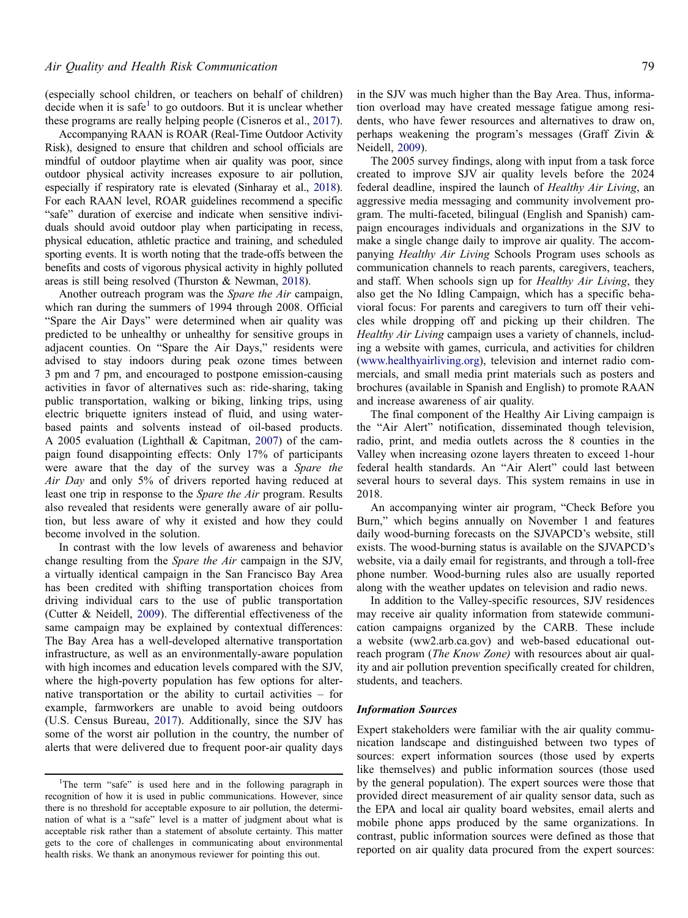(especially school children, or teachers on behalf of children) decide when it is safe[1] to go outdoors. But it is unclear whether these programs are really helping people (Cisneros et al., 2017).

Accompanying RAAN is ROAR (Real-Time Outdoor Activity Risk), designed to ensure that children and school officials are mindful of outdoor playtime when air quality was poor, since outdoor physical activity increases exposure to air pollution, especially if respiratory rate is elevated (Sinharay et al., 2018). For each RAAN level, ROAR guidelines recommend a specific "safe" duration of exercise and indicate when sensitive individuals should avoid outdoor play when participating in recess, physical education, athletic practice and training, and scheduled sporting events. It is worth noting that the trade-offs between the benefits and costs of vigorous physical activity in highly polluted areas is still being resolved (Thurston & Newman, 2018).

Another outreach program was the *Spare the Air* campaign, which ran during the summers of 1994 through 2008. Official "Spare the Air Days" were determined when air quality was predicted to be unhealthy or unhealthy for sensitive groups in adjacent counties. On "Spare the Air Days," residents were advised to stay indoors during peak ozone times between 3 pm and 7 pm, and encouraged to postpone emission-causing activities in favor of alternatives such as: ride-sharing, taking public transportation, walking or biking, linking trips, using electric briquette igniters instead of fluid, and using water-based paints and solvents instead of oil-based products. A 2005 evaluation (Lighthall & Capitman, 2007) of the campaign found disappointing effects: Only 17% of participants were aware that the day of the survey was a *Spare the Air Day* and only 5% of drivers reported having reduced at least one trip in response to the *Spare the Air* program. Results also revealed that residents were generally aware of air pollution, but less aware of why it existed and how they could become involved in the solution.

In contrast with the low levels of awareness and behavior change resulting from the *Spare the Air* campaign in the SJV, a virtually identical campaign in the San Francisco Bay Area has been credited with shifting transportation choices from driving individual cars to the use of public transportation (Cutter & Neidell, 2009). The differential effectiveness of the same campaign may be explained by contextual differences: The Bay Area has a well-developed alternative transportation infrastructure, as well as an environmentally-aware population with high incomes and education levels compared with the SJV, where the high-poverty population has few options for alternative transportation or the ability to curtail activities – for example, farmworkers are unable to avoid being outdoors (U.S. Census Bureau, 2017). Additionally, since the SJV has some of the worst air pollution in the country, the number of alerts that were delivered due to frequent poor-air quality days in the SJV was much higher than the Bay Area. Thus, information overload may have created message fatigue among residents, who have fewer resources and alternatives to draw on, perhaps weakening the program's messages (Graff Zivin & Neidell, 2009).

The 2005 survey findings, along with input from a task force created to improve SJV air quality levels before the 2024 federal deadline, inspired the launch of *Healthy Air Living*, an aggressive media messaging and community involvement program. The multi-faceted, bilingual (English and Spanish) campaign encourages individuals and organizations in the SJV to make a single change daily to improve air quality. The accompanying *Healthy Air Living* Schools Program uses schools as communication channels to reach parents, caregivers, teachers, and staff. When schools sign up for *Healthy Air Living*, they also get the No Idling Campaign, which has a specific behavioral focus: For parents and caregivers to turn off their vehicles while dropping off and picking up their children. The *Healthy Air Living* campaign uses a variety of channels, including a website with games, curricula, and activities for children (www.healthyairliving.org), television and internet radio commercials, and small media print materials such as posters and brochures (available in Spanish and English) to promote RAAN and increase awareness of air quality.

The final component of the Healthy Air Living campaign is the "Air Alert" notification, disseminated though television, radio, print, and media outlets across the 8 counties in the Valley when increasing ozone layers threaten to exceed 1-hour federal health standards. An "Air Alert" could last between several hours to several days. This system remains in use in 2018.

An accompanying winter air program, "Check Before you Burn," which begins annually on November 1 and features daily wood-burning forecasts on the SJVAPCD's website, still exists. The wood-burning status is available on the SJVAPCD's website, via a daily email for registrants, and through a toll-free phone number. Wood-burning rules also are usually reported along with the weather updates on television and radio news.

In addition to the Valley-specific resources, SJV residences may receive air quality information from statewide communication campaigns organized by the CARB. These include a website (ww2.arb.ca.gov) and web-based educational outreach program (*The Know Zone)* with resources about air quality and air pollution prevention specifically created for children, students, and teachers.

#### *Information Sources*

Expert stakeholders were familiar with the air quality communication landscape and distinguished between two types of sources: expert information sources (those used by experts like themselves) and public information sources (those used by the general population). The expert sources were those that provided direct measurement of air quality sensor data, such as the EPA and local air quality board websites, email alerts and mobile phone apps produced by the same organizations. In contrast, public information sources were defined as those that reported on air quality data procured from the expert sources:

[1]The term "safe" is used here and in the following paragraph in recognition of how it is used in public communications. However, since there is no threshold for acceptable exposure to air pollution, the determination of what is a "safe" level is a matter of judgment about what is acceptable risk rather than a statement of absolute certainty. This matter gets to the core of challenges in communicating about environmental health risks. We thank an anonymous reviewer for pointing this out.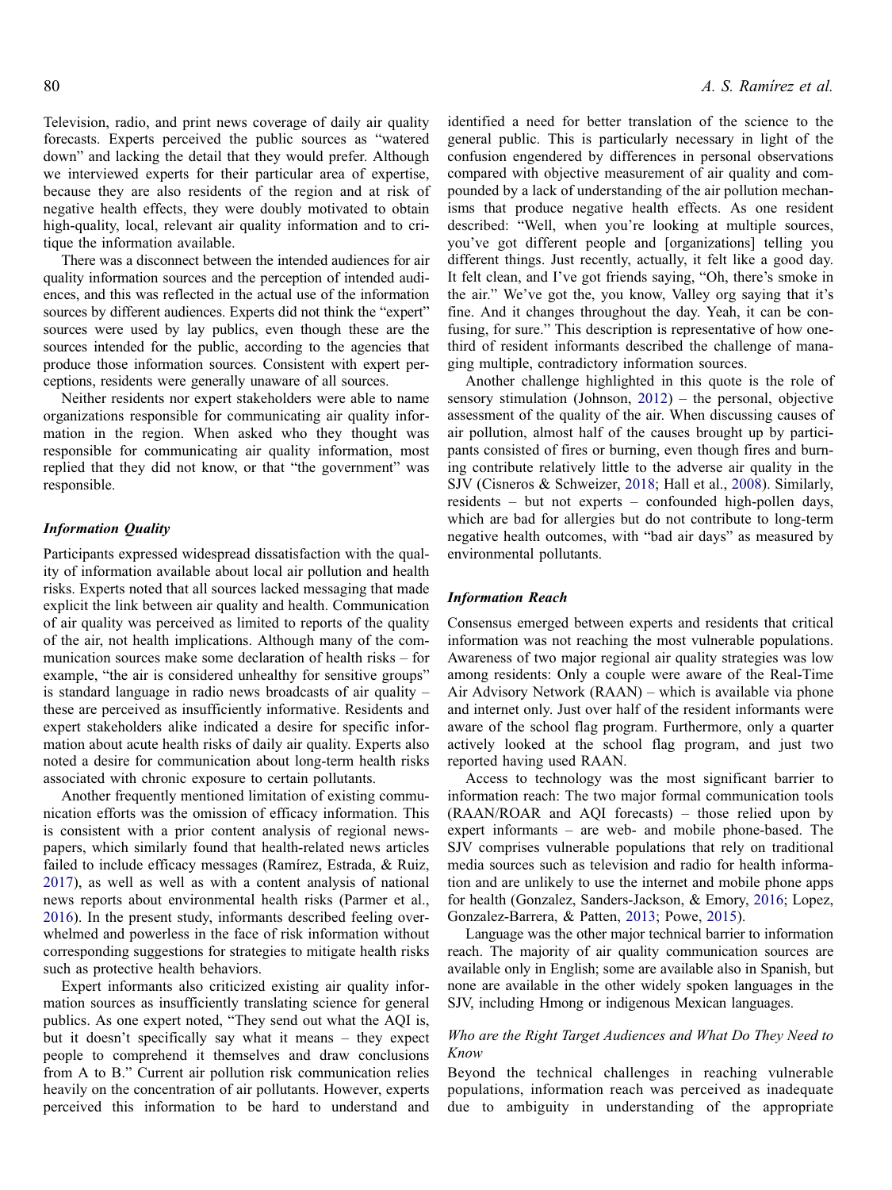Television, radio, and print news coverage of daily air quality forecasts. Experts perceived the public sources as "watered down" and lacking the detail that they would prefer. Although we interviewed experts for their particular area of expertise, because they are also residents of the region and at risk of negative health effects, they were doubly motivated to obtain high-quality, local, relevant air quality information and to critique the information available.

There was a disconnect between the intended audiences for air quality information sources and the perception of intended audiences, and this was reflected in the actual use of the information sources by different audiences. Experts did not think the "expert" sources were used by lay publics, even though these are the sources intended for the public, according to the agencies that produce those information sources. Consistent with expert perceptions, residents were generally unaware of all sources.

Neither residents nor expert stakeholders were able to name organizations responsible for communicating air quality information in the region. When asked who they thought was responsible for communicating air quality information, most replied that they did not know, or that "the government" was responsible.

### *Information Quality*

Participants expressed widespread dissatisfaction with the quality of information available about local air pollution and health risks. Experts noted that all sources lacked messaging that made explicit the link between air quality and health. Communication of air quality was perceived as limited to reports of the quality of the air, not health implications. Although many of the communication sources make some declaration of health risks – for example, "the air is considered unhealthy for sensitive groups" is standard language in radio news broadcasts of air quality – these are perceived as insufficiently informative. Residents and expert stakeholders alike indicated a desire for specific information about acute health risks of daily air quality. Experts also noted a desire for communication about long-term health risks associated with chronic exposure to certain pollutants.

Another frequently mentioned limitation of existing communication efforts was the omission of efficacy information. This is consistent with a prior content analysis of regional newspapers, which similarly found that health-related news articles failed to include efficacy messages (Ramírez, Estrada, & Ruiz, 2017), as well as well as with a content analysis of national news reports about environmental health risks (Parmer et al., 2016). In the present study, informants described feeling overwhelmed and powerless in the face of risk information without corresponding suggestions for strategies to mitigate health risks such as protective health behaviors.

Expert informants also criticized existing air quality information sources as insufficiently translating science for general publics. As one expert noted, "They send out what the AQI is, but it doesn't specifically say what it means – they expect people to comprehend it themselves and draw conclusions from A to B." Current air pollution risk communication relies heavily on the concentration of air pollutants. However, experts perceived this information to be hard to understand and identified a need for better translation of the science to the general public. This is particularly necessary in light of the confusion engendered by differences in personal observations compared with objective measurement of air quality and compounded by a lack of understanding of the air pollution mechanisms that produce negative health effects. As one resident described: "Well, when you're looking at multiple sources, you've got different people and [organizations] telling you different things. Just recently, actually, it felt like a good day. It felt clean, and I've got friends saying, "Oh, there's smoke in the air." We've got the, you know, Valley org saying that it's fine. And it changes throughout the day. Yeah, it can be confusing, for sure." This description is representative of how one-third of resident informants described the challenge of managing multiple, contradictory information sources.

Another challenge highlighted in this quote is the role of sensory stimulation (Johnson, 2012) – the personal, objective assessment of the quality of the air. When discussing causes of air pollution, almost half of the causes brought up by participants consisted of fires or burning, even though fires and burning contribute relatively little to the adverse air quality in the SJV (Cisneros & Schweizer, 2018; Hall et al., 2008). Similarly, residents – but not experts – confounded high-pollen days, which are bad for allergies but do not contribute to long-term negative health outcomes, with "bad air days" as measured by environmental pollutants.

### *Information Reach*

Consensus emerged between experts and residents that critical information was not reaching the most vulnerable populations. Awareness of two major regional air quality strategies was low among residents: Only a couple were aware of the Real-Time Air Advisory Network (RAAN) – which is available via phone and internet only. Just over half of the resident informants were aware of the school flag program. Furthermore, only a quarter actively looked at the school flag program, and just two reported having used RAAN.

Access to technology was the most significant barrier to information reach: The two major formal communication tools (RAAN/ROAR and AQI forecasts) – those relied upon by expert informants – are web- and mobile phone-based. The SJV comprises vulnerable populations that rely on traditional media sources such as television and radio for health information and are unlikely to use the internet and mobile phone apps for health (Gonzalez, Sanders-Jackson, & Emory, 2016; Lopez, Gonzalez-Barrera, & Patten, 2013; Powe, 2015).

Language was the other major technical barrier to information reach. The majority of air quality communication sources are available only in English; some are available also in Spanish, but none are available in the other widely spoken languages in the SJV, including Hmong or indigenous Mexican languages.

#### *Who are the Right Target Audiences and What Do They Need to Know*

Beyond the technical challenges in reaching vulnerable populations, information reach was perceived as inadequate due to ambiguity in understanding of the appropriate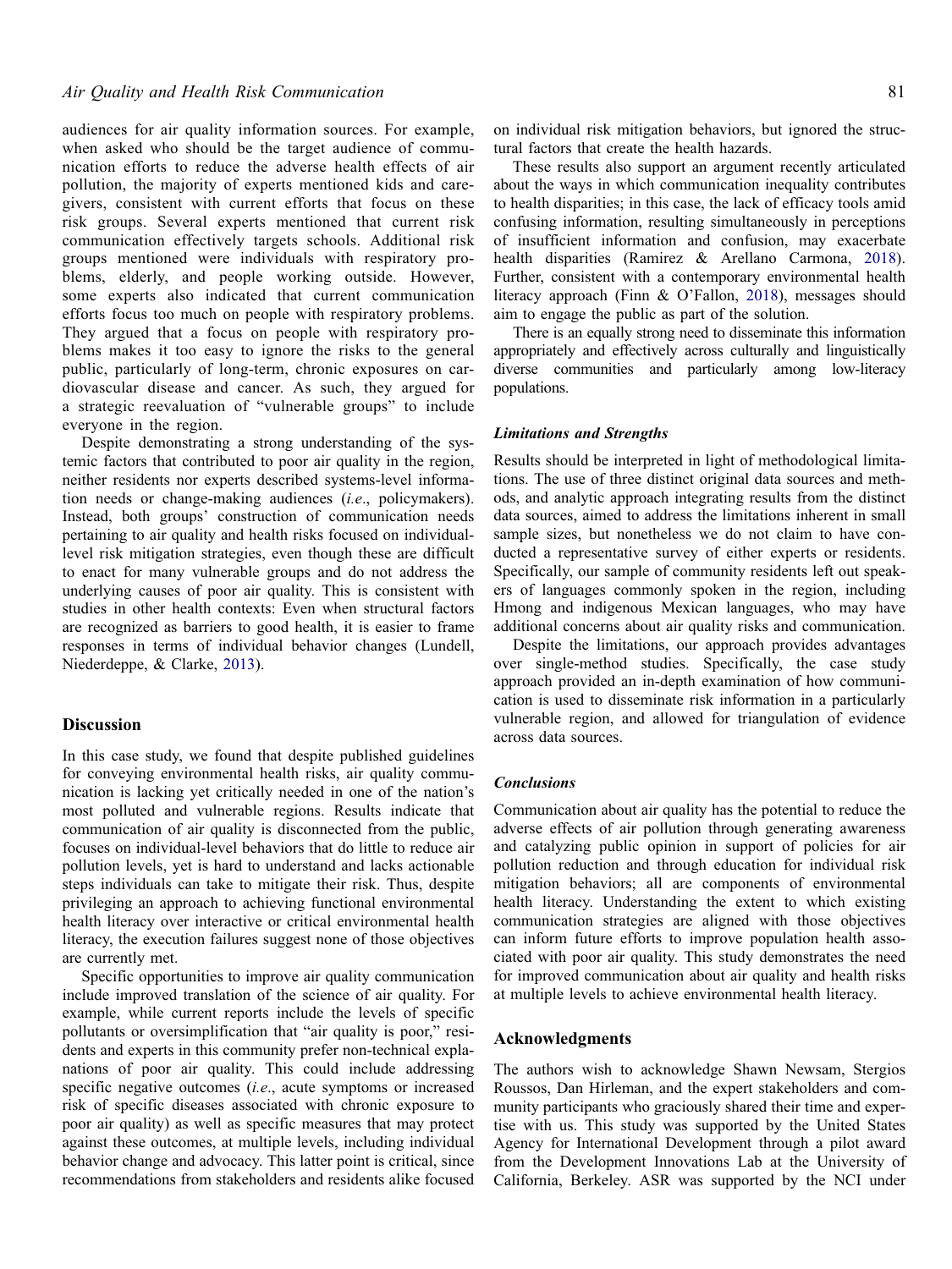audiences for air quality information sources. For example, when asked who should be the target audience of communication efforts to reduce the adverse health effects of air pollution, the majority of experts mentioned kids and caregivers, consistent with current efforts that focus on these risk groups. Several experts mentioned that current risk communication effectively targets schools. Additional risk groups mentioned were individuals with respiratory problems, elderly, and people working outside. However, some experts also indicated that current communication efforts focus too much on people with respiratory problems. They argued that a focus on people with respiratory problems makes it too easy to ignore the risks to the general public, particularly of long-term, chronic exposures on cardiovascular disease and cancer. As such, they argued for a strategic reevaluation of "vulnerable groups" to include everyone in the region.

Despite demonstrating a strong understanding of the systemic factors that contributed to poor air quality in the region, neither residents nor experts described systems-level information needs or change-making audiences (*i.e*., policymakers). Instead, both groups' construction of communication needs pertaining to air quality and health risks focused on individual-level risk mitigation strategies, even though these are difficult to enact for many vulnerable groups and do not address the underlying causes of poor air quality. This is consistent with studies in other health contexts: Even when structural factors are recognized as barriers to good health, it is easier to frame responses in terms of individual behavior changes (Lundell, Niederdeppe, & Clarke, 2013).

## Discussion

In this case study, we found that despite published guidelines for conveying environmental health risks, air quality communication is lacking yet critically needed in one of the nation's most polluted and vulnerable regions. Results indicate that communication of air quality is disconnected from the public, focuses on individual-level behaviors that do little to reduce air pollution levels, yet is hard to understand and lacks actionable steps individuals can take to mitigate their risk. Thus, despite privileging an approach to achieving functional environmental health literacy over interactive or critical environmental health literacy, the execution failures suggest none of those objectives are currently met.

Specific opportunities to improve air quality communication include improved translation of the science of air quality. For example, while current reports include the levels of specific pollutants or oversimplification that "air quality is poor," residents and experts in this community prefer non-technical explanations of poor air quality. This could include addressing specific negative outcomes (*i.e*., acute symptoms or increased risk of specific diseases associated with chronic exposure to poor air quality) as well as specific measures that may protect against these outcomes, at multiple levels, including individual behavior change and advocacy. This latter point is critical, since recommendations from stakeholders and residents alike focused on individual risk mitigation behaviors, but ignored the structural factors that create the health hazards.

These results also support an argument recently articulated about the ways in which communication inequality contributes to health disparities; in this case, the lack of efficacy tools amid confusing information, resulting simultaneously in perceptions of insufficient information and confusion, may exacerbate health disparities (Ramirez & Arellano Carmona, 2018). Further, consistent with a contemporary environmental health literacy approach (Finn & O'Fallon, 2018), messages should aim to engage the public as part of the solution.

There is an equally strong need to disseminate this information appropriately and effectively across culturally and linguistically diverse communities and particularly among low-literacy populations.

### *Limitations and Strengths*

Results should be interpreted in light of methodological limitations. The use of three distinct original data sources and methods, and analytic approach integrating results from the distinct data sources, aimed to address the limitations inherent in small sample sizes, but nonetheless we do not claim to have conducted a representative survey of either experts or residents. Specifically, our sample of community residents left out speakers of languages commonly spoken in the region, including Hmong and indigenous Mexican languages, who may have additional concerns about air quality risks and communication.

Despite the limitations, our approach provides advantages over single-method studies. Specifically, the case study approach provided an in-depth examination of how communication is used to disseminate risk information in a particularly vulnerable region, and allowed for triangulation of evidence across data sources.

### *Conclusions*

Communication about air quality has the potential to reduce the adverse effects of air pollution through generating awareness and catalyzing public opinion in support of policies for air pollution reduction and through education for individual risk mitigation behaviors; all are components of environmental health literacy. Understanding the extent to which existing communication strategies are aligned with those objectives can inform future efforts to improve population health associated with poor air quality. This study demonstrates the need for improved communication about air quality and health risks at multiple levels to achieve environmental health literacy.

## Acknowledgments

The authors wish to acknowledge Shawn Newsam, Stergios Roussos, Dan Hirleman, and the expert stakeholders and community participants who graciously shared their time and expertise with us. This study was supported by the United States Agency for International Development through a pilot award from the Development Innovations Lab at the University of California, Berkeley. ASR was supported by the NCI under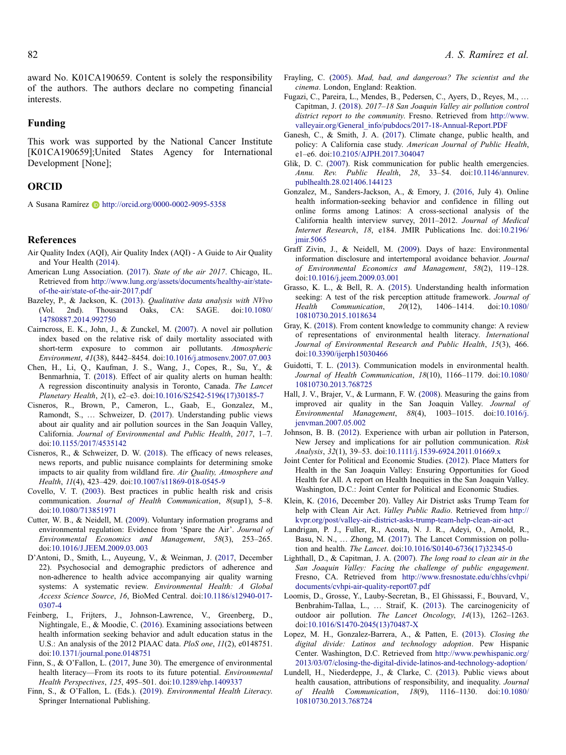award No. K01CA190659. Content is solely the responsibility of the authors. The authors declare no competing financial interests.

## Funding

This work was supported by the National Cancer Institute [K01CA190659];United States Agency for International Development [None];

## ORCID

A Susana Ramírez http://orcid.org/0000-0002-9095-5358

## References

Air Quality Index (AQI), Air Quality Index (AQI) - A Guide to Air Quality and Your Health (2014).

American Lung Association. (2017). *State of the air 2017*. Chicago, IL. Retrieved from http://www.lung.org/assets/documents/healthy-air/state-of-the-air/state-of-the-air-2017.pdf

Bazeley, P., & Jackson, K. (2013). *Qualitative data analysis with NVivo* (Vol. 2nd). Thousand Oaks, CA: SAGE. doi:10.1080/14780887.2014.992750

Cairncross, E. K., John, J., & Zunckel, M. (2007). A novel air pollution index based on the relative risk of daily mortality associated with short-term exposure to common air pollutants. *Atmospheric Environment*, *41*(38), 8442–8454. doi:10.1016/j.atmosenv.2007.07.003

Chen, H., Li, Q., Kaufman, J. S., Wang, J., Copes, R., Su, Y., & Benmarhnia, T. (2018). Effect of air quality alerts on human health: A regression discontinuity analysis in Toronto, Canada. *The Lancet Planetary Health*, *2*(1), e2–e3. doi:10.1016/S2542-5196(17)30185-7

Cisneros, R., Brown, P., Cameron, L., Gaab, E., Gonzalez, M., Ramondt, S., … Schweizer, D. (2017). Understanding public views about air quality and air pollution sources in the San Joaquin Valley, California. *Journal of Environmental and Public Health*, *2017*, 1–7. doi:10.1155/2017/4535142

Cisneros, R., & Schweizer, D. W. (2018). The efficacy of news releases, news reports, and public nuisance complaints for determining smoke impacts to air quality from wildland fire. *Air Quality, Atmosphere and Health*, *11*(4), 423–429. doi:10.1007/s11869-018-0545-9

Covello, V. T. (2003). Best practices in public health risk and crisis communication. *Journal of Health Communication*, *8*(sup1), 5–8. doi:10.1080/713851971

Cutter, W. B., & Neidell, M. (2009). Voluntary information programs and environmental regulation: Evidence from 'Spare the Air'. *Journal of Environmental Economics and Management*, *58*(3), 253–265. doi:10.1016/J.JEEM.2009.03.003

D'Antoni, D., Smith, L., Auyeung, V., & Weinman, J. (2017, December 22). Psychosocial and demographic predictors of adherence and non-adherence to health advice accompanying air quality warning systems: A systematic review. *Environmental Health: A Global Access Science Source*, *16*, BioMed Central. doi:10.1186/s12940-017-0307-4

Feinberg, I., Frijters, J., Johnson-Lawrence, V., Greenberg, D., Nightingale, E., & Moodie, C. (2016). Examining associations between health information seeking behavior and adult education status in the U.S.: An analysis of the 2012 PIAAC data. *PloS one*, *11*(2), e0148751. doi:10.1371/journal.pone.0148751

Finn, S., & O'Fallon, L. (2017, June 30). The emergence of environmental health literacy—From its roots to its future potential. *Environmental Health Perspectives*, *125*, 495–501. doi:10.1289/ehp.1409337

Finn, S., & O'Fallon, L. (Eds.). (2019). *Environmental Health Literacy*. Springer International Publishing.

Frayling, C. (2005). *Mad, bad, and dangerous? The scientist and the cinema*. London, England: Reaktion.

Fugazi, C., Pareira, L., Mendes, B., Pedersen, C., Ayers, D., Reyes, M., … Capitman, J. (2018). *2017–18 San Joaquin Valley air pollution control district report to the community*. Fresno. Retrieved from http://www.valleyair.org/General_info/pubdocs/2017-18-Annual-Report.PDF

Ganesh, C., & Smith, J. A. (2017). Climate change, public health, and policy: A California case study. *American Journal of Public Health*, e1–e6. doi:10.2105/AJPH.2017.304047

Glik, D. C. (2007). Risk communication for public health emergencies. *Annu. Rev. Public Health*, *28*, 33–54. doi:10.1146/annurev.publhealth.28.021406.144123

Gonzalez, M., Sanders-Jackson, A., & Emory, J. (2016, July 4). Online health information-seeking behavior and confidence in filling out online forms among Latinos: A cross-sectional analysis of the California health interview survey, 2011–2012. *Journal of Medical Internet Research*, *18*, e184. JMIR Publications Inc. doi:10.2196/jmir.5065

Graff Zivin, J., & Neidell, M. (2009). Days of haze: Environmental information disclosure and intertemporal avoidance behavior. *Journal of Environmental Economics and Management*, *58*(2), 119–128. doi:10.1016/j.jeem.2009.03.001

Grasso, K. L., & Bell, R. A. (2015). Understanding health information seeking: A test of the risk perception attitude framework. *Journal of Health Communication*, *20*(12), 1406–1414. doi:10.1080/10810730.2015.1018634

Gray, K. (2018). From content knowledge to community change: A review of representations of environmental health literacy. *International Journal of Environmental Research and Public Health*, *15*(3), 466. doi:10.3390/ijerph15030466

Guidotti, T. L. (2013). Communication models in environmental health. *Journal of Health Communication*, *18*(10), 1166–1179. doi:10.1080/10810730.2013.768725

Hall, J. V., Brajer, V., & Lurmann, F. W. (2008). Measuring the gains from improved air quality in the San Joaquin Valley. *Journal of Environmental Management*, *88*(4), 1003–1015. doi:10.1016/j.jenvman.2007.05.002

Johnson, B. B. (2012). Experience with urban air pollution in Paterson, New Jersey and implications for air pollution communication. *Risk Analysis*, *32*(1), 39–53. doi:10.1111/j.1539-6924.2011.01669.x

Joint Center for Political and Economic Studies. (2012). Place Matters for Health in the San Joaquin Valley: Ensuring Opportunities for Good Health for All. A report on Health Inequities in the San Joaquin Valley. Washington, D.C.: Joint Center for Political and Economic Studies.

Klein, K. (2016, December 20). Valley Air District asks Trump Team for help with Clean Air Act. *Valley Public Radio*. Retrieved from http://kvpr.org/post/valley-air-district-asks-trump-team-help-clean-air-act

Landrigan, P. J., Fuller, R., Acosta, N. J. R., Adeyi, O., Arnold, R., Basu, N. N., … Zhong, M. (2017). The Lancet Commission on pollution and health. *The Lancet*. doi:10.1016/S0140-6736(17)32345-0

Lighthall, D., & Capitman, J. A. (2007). *The long road to clean air in the San Joaquin Valley: Facing the challenge of public engagement*. Fresno, CA. Retrieved from http://www.fresnostate.edu/chhs/cvhpi/documents/cvhpi-air-quality-report07.pdf

Loomis, D., Grosse, Y., Lauby-Secretan, B., El Ghissassi, F., Bouvard, V., Benbrahim-Tallaa, L., … Straif, K. (2013). The carcinogenicity of outdoor air pollution. *The Lancet Oncology*, *14*(13), 1262–1263. doi:10.1016/S1470-2045(13)70487-X

Lopez, M. H., Gonzalez-Barrera, A., & Patten, E. (2013). *Closing the digital divide: Latinos and technology adoption*. Pew Hispanic Center. Washington, D.C. Retrieved from http://www.pewhispanic.org/2013/03/07/closing-the-digital-divide-latinos-and-technology-adoption/

Lundell, H., Niederdeppe, J., & Clarke, C. (2013). Public views about health causation, attributions of responsibility, and inequality. *Journal of Health Communication*, *18*(9), 1116–1130. doi:10.1080/10810730.2013.768724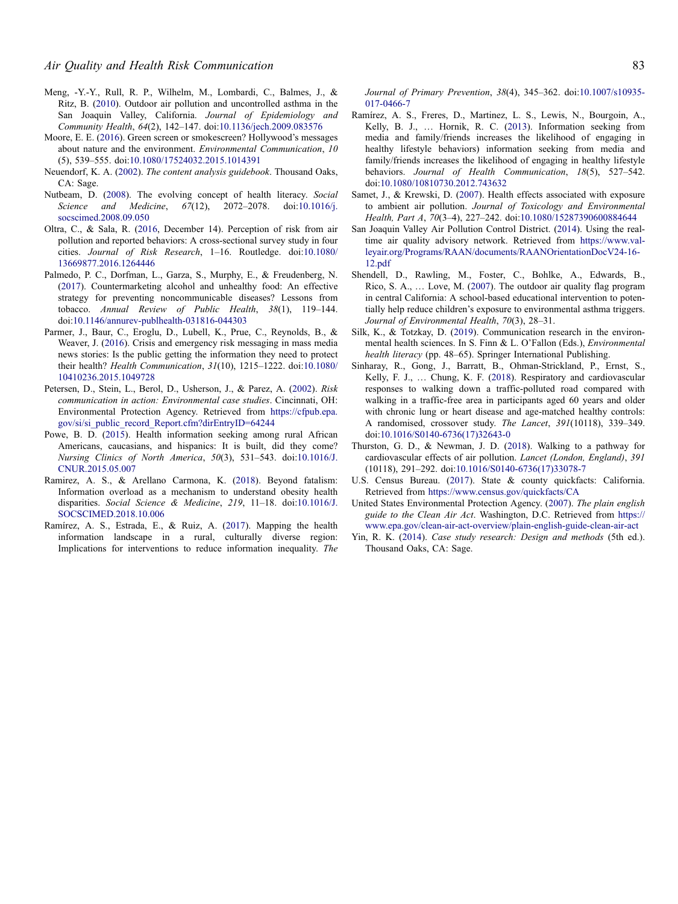Meng, -Y.-Y., Rull, R. P., Wilhelm, M., Lombardi, C., Balmes, J., & Ritz, B. (2010). Outdoor air pollution and uncontrolled asthma in the San Joaquin Valley, California. *Journal of Epidemiology and Community Health*, *64*(2), 142–147. doi:10.1136/jech.2009.083576

Moore, E. E. (2016). Green screen or smokescreen? Hollywood's messages about nature and the environment. *Environmental Communication*, *10* (5), 539–555. doi:10.1080/17524032.2015.1014391

Neuendorf, K. A. (2002). *The content analysis guidebook*. Thousand Oaks, CA: Sage.

Nutbeam, D. (2008). The evolving concept of health literacy. *Social Science and Medicine*, *67*(12), 2072–2078. doi:10.1016/j.socscimed.2008.09.050

Oltra, C., & Sala, R. (2016, December 14). Perception of risk from air pollution and reported behaviors: A cross-sectional survey study in four cities. *Journal of Risk Research*, 1–16. Routledge. doi:10.1080/13669877.2016.1264446

Palmedo, P. C., Dorfman, L., Garza, S., Murphy, E., & Freudenberg, N. (2017). Countermarketing alcohol and unhealthy food: An effective strategy for preventing noncommunicable diseases? Lessons from tobacco. *Annual Review of Public Health*, *38*(1), 119–144. doi:10.1146/annurev-publhealth-031816-044303

Parmer, J., Baur, C., Eroglu, D., Lubell, K., Prue, C., Reynolds, B., & Weaver, J. (2016). Crisis and emergency risk messaging in mass media news stories: Is the public getting the information they need to protect their health? *Health Communication*, *31*(10), 1215–1222. doi:10.1080/10410236.2015.1049728

Petersen, D., Stein, L., Berol, D., Usherson, J., & Parez, A. (2002). *Risk communication in action: Environmental case studies*. Cincinnati, OH: Environmental Protection Agency. Retrieved from https://cfpub.epa.gov/si/si_public_record_Report.cfm?dirEntryID=64244

Powe, B. D. (2015). Health information seeking among rural African Americans, caucasians, and hispanics: It is built, did they come? *Nursing Clinics of North America*, *50*(3), 531–543. doi:10.1016/J.CNUR.2015.05.007

Ramirez, A. S., & Arellano Carmona, K. (2018). Beyond fatalism: Information overload as a mechanism to understand obesity health disparities. *Social Science & Medicine*, *219*, 11–18. doi:10.1016/J.SOCSCIMED.2018.10.006

Ramírez, A. S., Estrada, E., & Ruiz, A. (2017). Mapping the health information landscape in a rural, culturally diverse region: Implications for interventions to reduce information inequality. *The Journal of Primary Prevention*, *38*(4), 345–362. doi:10.1007/s10935-017-0466-7

Ramírez, A. S., Freres, D., Martinez, L. S., Lewis, N., Bourgoin, A., Kelly, B. J., … Hornik, R. C. (2013). Information seeking from media and family/friends increases the likelihood of engaging in healthy lifestyle behaviors) information seeking from media and family/friends increases the likelihood of engaging in healthy lifestyle behaviors. *Journal of Health Communication*, *18*(5), 527–542. doi:10.1080/10810730.2012.743632

Samet, J., & Krewski, D. (2007). Health effects associated with exposure to ambient air pollution. *Journal of Toxicology and Environmental Health, Part A*, *70*(3–4), 227–242. doi:10.1080/15287390600884644

San Joaquin Valley Air Pollution Control District. (2014). Using the real-time air quality advisory network. Retrieved from https://www.valleyair.org/Programs/RAAN/documents/RAANOrientationDocV24-16-12.pdf

Shendell, D., Rawling, M., Foster, C., Bohlke, A., Edwards, B., Rico, S. A., … Love, M. (2007). The outdoor air quality flag program in central California: A school-based educational intervention to potentially help reduce children's exposure to environmental asthma triggers. *Journal of Environmental Health*, *70*(3), 28–31.

Silk, K., & Totzkay, D. (2019). Communication research in the environmental health sciences. In S. Finn & L. O'Fallon (Eds.), *Environmental health literacy* (pp. 48–65). Springer International Publishing.

Sinharay, R., Gong, J., Barratt, B., Ohman-Strickland, P., Ernst, S., Kelly, F. J., … Chung, K. F. (2018). Respiratory and cardiovascular responses to walking down a traffic-polluted road compared with walking in a traffic-free area in participants aged 60 years and older with chronic lung or heart disease and age-matched healthy controls: A randomised, crossover study. *The Lancet*, *391*(10118), 339–349. doi:10.1016/S0140-6736(17)32643-0

Thurston, G. D., & Newman, J. D. (2018). Walking to a pathway for cardiovascular effects of air pollution. *Lancet (London, England)*, *391* (10118), 291–292. doi:10.1016/S0140-6736(17)33078-7

U.S. Census Bureau. (2017). State & county quickfacts: California. Retrieved from https://www.census.gov/quickfacts/CA

United States Environmental Protection Agency. (2007). *The plain english guide to the Clean Air Act*. Washington, D.C. Retrieved from https://www.epa.gov/clean-air-act-overview/plain-english-guide-clean-air-act

Yin, R. K. (2014). *Case study research: Design and methods* (5th ed.). Thousand Oaks, CA: Sage.